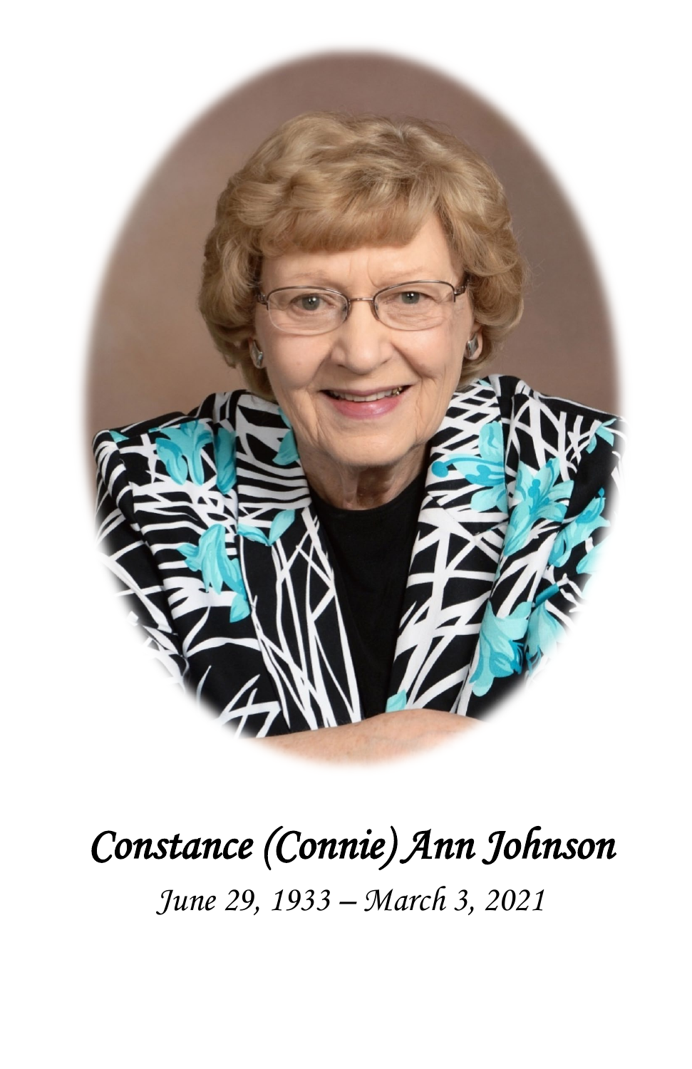# *Constance (Connie) Ann Johnson*

*June 29, 1933 – March 3, 2021*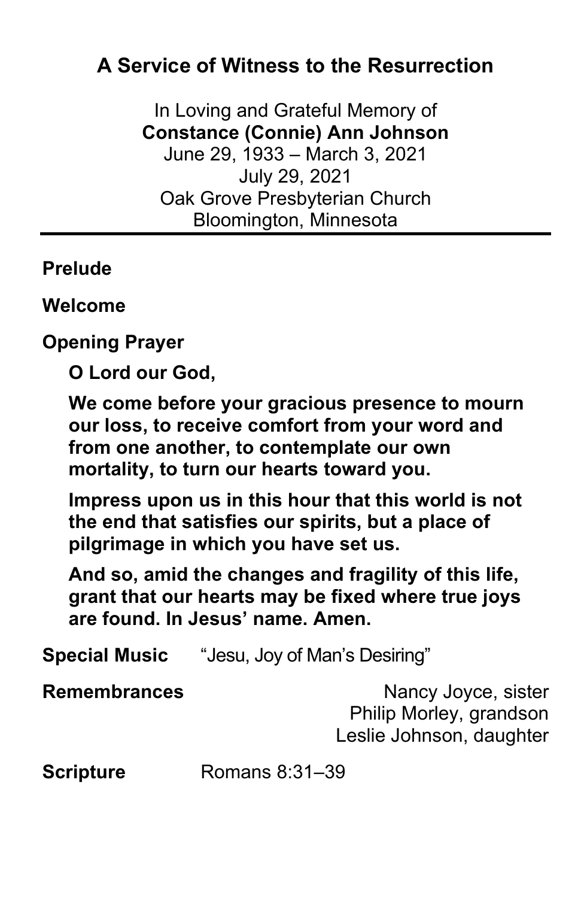# A Service of Witness to the Resurrection

In Loving and Grateful Memory of
**Constance (Connie) Ann Johnson**
June 29, 1933 – March 3, 2021
July 29, 2021
Oak Grove Presbyterian Church
Bloomington, Minnesota

---

**Prelude**

**Welcome**

**Opening Prayer**

**O Lord our God,**

**We come before your gracious presence to mourn our loss, to receive comfort from your word and from one another, to contemplate our own mortality, to turn our hearts toward you.**

**Impress upon us in this hour that this world is not the end that satisfies our spirits, but a place of pilgrimage in which you have set us.**

**And so, amid the changes and fragility of this life, grant that our hearts may be fixed where true joys are found. In Jesus' name. Amen.**

**Special Music** "Jesu, Joy of Man's Desiring"

**Remembrances**
Nancy Joyce, sister
Philip Morley, grandson
Leslie Johnson, daughter

**Scripture** Romans 8:31–39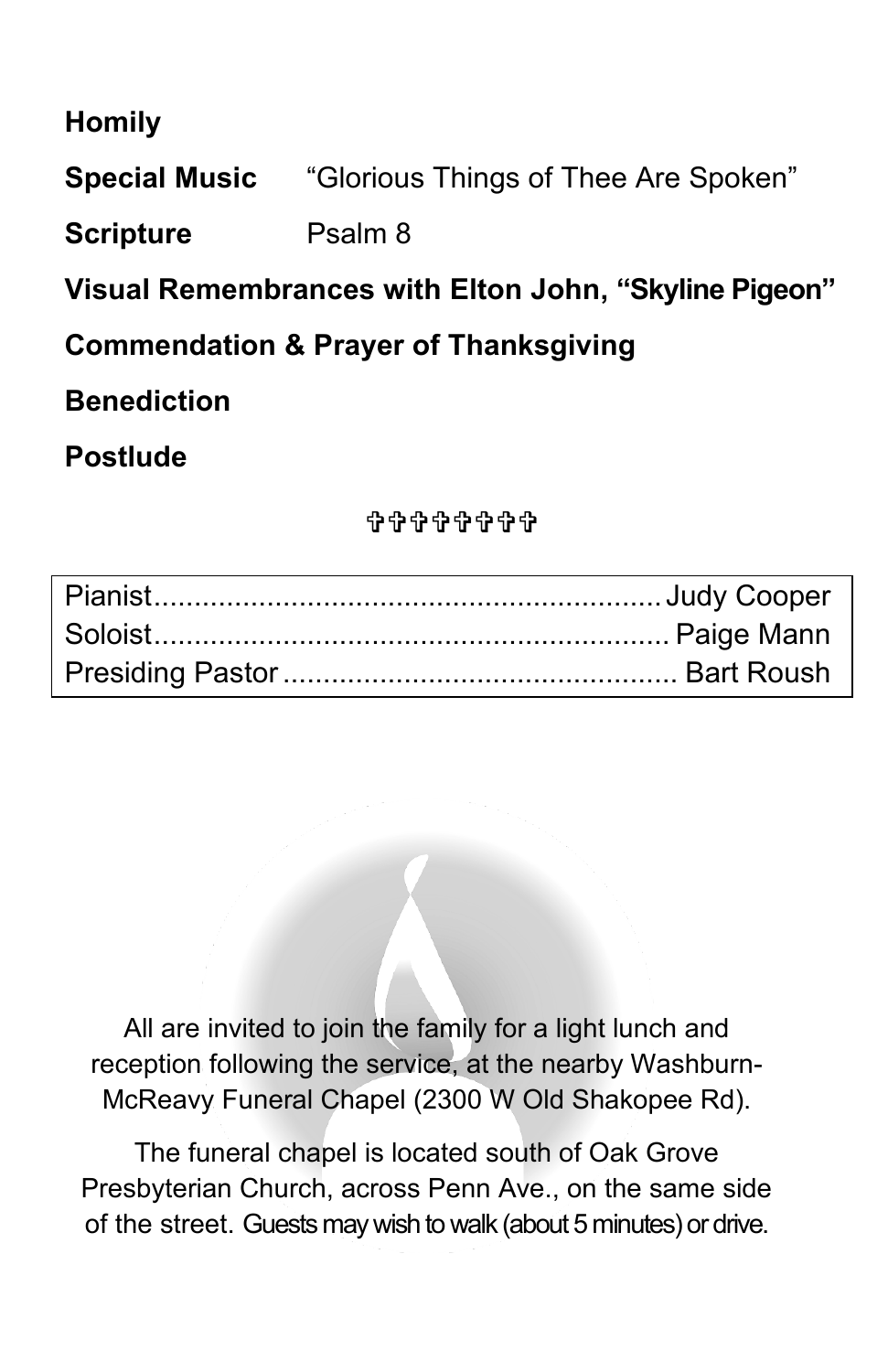**Homily**

**Special Music** “Glorious Things of Thee Are Spoken”

**Scripture** Psalm 8

**Visual Remembrances with Elton John, “Skyline Pigeon”**

**Commendation & Prayer of Thanksgiving**

**Benediction**

**Postlude**

✞✞✞✞✞✞✞✞

| | |
|---|---|
| Pianist | Judy Cooper |
| Soloist | Paige Mann |
| Presiding Pastor | Bart Roush |

All are invited to join the family for a light lunch and reception following the service, at the nearby Washburn-McReavy Funeral Chapel (2300 W Old Shakopee Rd).

The funeral chapel is located south of Oak Grove Presbyterian Church, across Penn Ave., on the same side of the street. Guests may wish to walk (about 5 minutes) or drive.